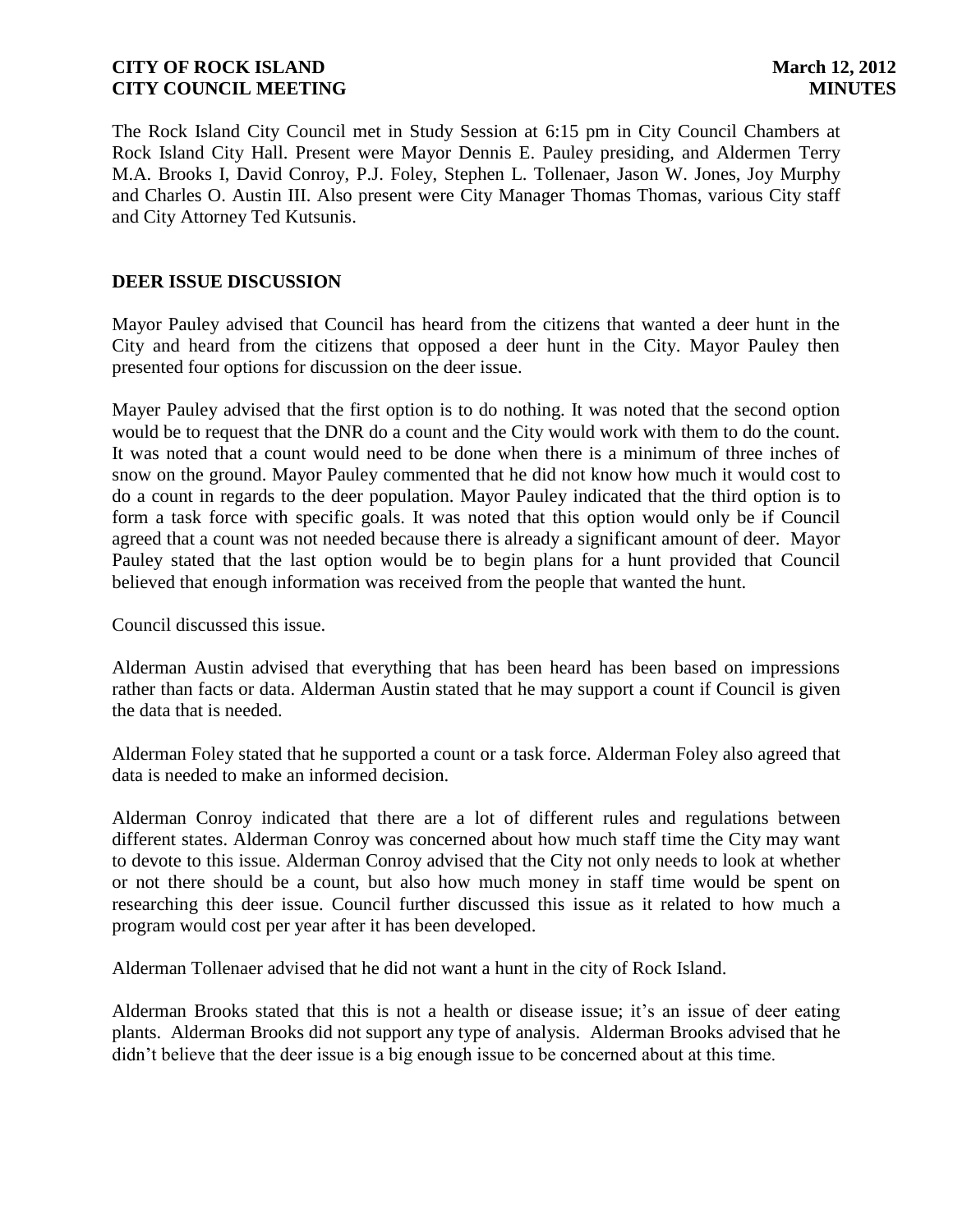**CITY OF ROCK ISLAND** **March 12, 2012**
**CITY COUNCIL MEETING** **MINUTES**

The Rock Island City Council met in Study Session at 6:15 pm in City Council Chambers at Rock Island City Hall. Present were Mayor Dennis E. Pauley presiding, and Aldermen Terry M.A. Brooks I, David Conroy, P.J. Foley, Stephen L. Tollenaer, Jason W. Jones, Joy Murphy and Charles O. Austin III. Also present were City Manager Thomas Thomas, various City staff and City Attorney Ted Kutsunis.

## DEER ISSUE DISCUSSION

Mayor Pauley advised that Council has heard from the citizens that wanted a deer hunt in the City and heard from the citizens that opposed a deer hunt in the City. Mayor Pauley then presented four options for discussion on the deer issue.

Mayer Pauley advised that the first option is to do nothing. It was noted that the second option would be to request that the DNR do a count and the City would work with them to do the count. It was noted that a count would need to be done when there is a minimum of three inches of snow on the ground. Mayor Pauley commented that he did not know how much it would cost to do a count in regards to the deer population. Mayor Pauley indicated that the third option is to form a task force with specific goals. It was noted that this option would only be if Council agreed that a count was not needed because there is already a significant amount of deer. Mayor Pauley stated that the last option would be to begin plans for a hunt provided that Council believed that enough information was received from the people that wanted the hunt.

Council discussed this issue.

Alderman Austin advised that everything that has been heard has been based on impressions rather than facts or data. Alderman Austin stated that he may support a count if Council is given the data that is needed.

Alderman Foley stated that he supported a count or a task force. Alderman Foley also agreed that data is needed to make an informed decision.

Alderman Conroy indicated that there are a lot of different rules and regulations between different states. Alderman Conroy was concerned about how much staff time the City may want to devote to this issue. Alderman Conroy advised that the City not only needs to look at whether or not there should be a count, but also how much money in staff time would be spent on researching this deer issue. Council further discussed this issue as it related to how much a program would cost per year after it has been developed.

Alderman Tollenaer advised that he did not want a hunt in the city of Rock Island.

Alderman Brooks stated that this is not a health or disease issue; it's an issue of deer eating plants. Alderman Brooks did not support any type of analysis. Alderman Brooks advised that he didn't believe that the deer issue is a big enough issue to be concerned about at this time.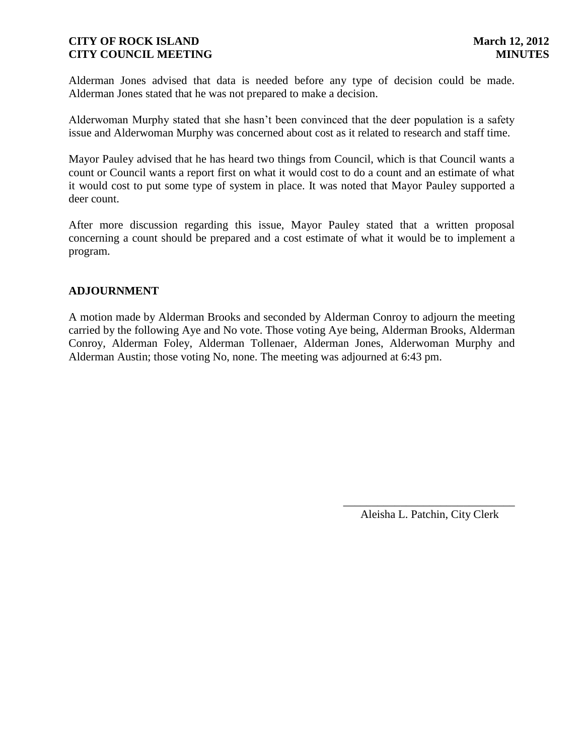Alderman Jones advised that data is needed before any type of decision could be made. Alderman Jones stated that he was not prepared to make a decision.

Alderwoman Murphy stated that she hasn't been convinced that the deer population is a safety issue and Alderwoman Murphy was concerned about cost as it related to research and staff time.

Mayor Pauley advised that he has heard two things from Council, which is that Council wants a count or Council wants a report first on what it would cost to do a count and an estimate of what it would cost to put some type of system in place. It was noted that Mayor Pauley supported a deer count.

After more discussion regarding this issue, Mayor Pauley stated that a written proposal concerning a count should be prepared and a cost estimate of what it would be to implement a program.

## ADJOURNMENT

A motion made by Alderman Brooks and seconded by Alderman Conroy to adjourn the meeting carried by the following Aye and No vote. Those voting Aye being, Alderman Brooks, Alderman Conroy, Alderman Foley, Alderman Tollenaer, Alderman Jones, Alderwoman Murphy and Alderman Austin; those voting No, none. The meeting was adjourned at 6:43 pm.

\_\_\_\_\_\_\_\_\_\_\_\_\_\_\_\_\_\_\_\_\_\_\_\_\_\_\_\_\_\_

Aleisha L. Patchin, City Clerk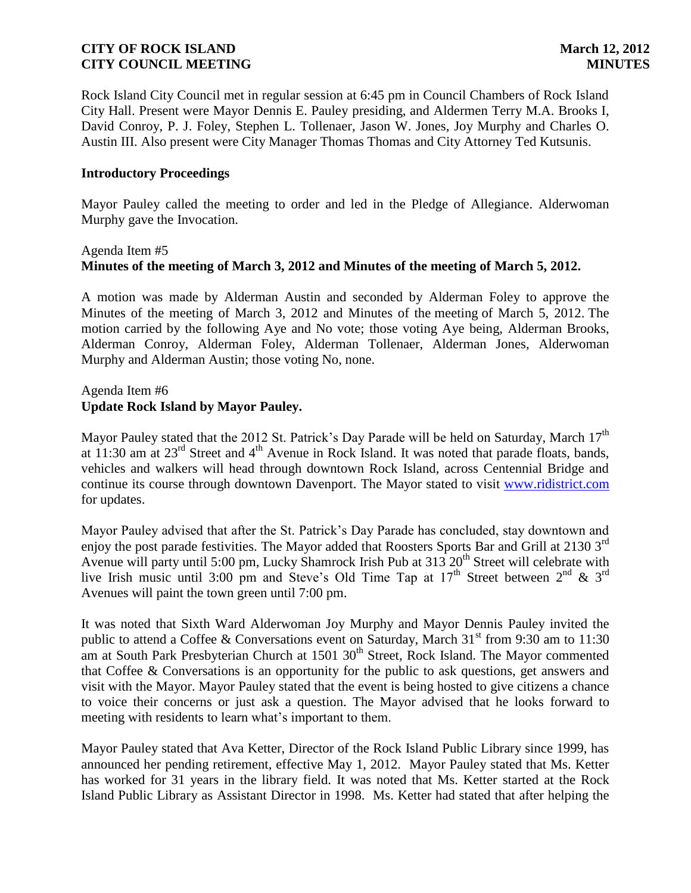Rock Island City Council met in regular session at 6:45 pm in Council Chambers of Rock Island City Hall. Present were Mayor Dennis E. Pauley presiding, and Aldermen Terry M.A. Brooks I, David Conroy, P. J. Foley, Stephen L. Tollenaer, Jason W. Jones, Joy Murphy and Charles O. Austin III. Also present were City Manager Thomas Thomas and City Attorney Ted Kutsunis.

### Introductory Proceedings

Mayor Pauley called the meeting to order and led in the Pledge of Allegiance. Alderwoman Murphy gave the Invocation.

Agenda Item #5
**Minutes of the meeting of March 3, 2012 and Minutes of the meeting of March 5, 2012.**

A motion was made by Alderman Austin and seconded by Alderman Foley to approve the Minutes of the meeting of March 3, 2012 and Minutes of the meeting of March 5, 2012. The motion carried by the following Aye and No vote; those voting Aye being, Alderman Brooks, Alderman Conroy, Alderman Foley, Alderman Tollenaer, Alderman Jones, Alderwoman Murphy and Alderman Austin; those voting No, none.

Agenda Item #6
**Update Rock Island by Mayor Pauley.**

Mayor Pauley stated that the 2012 St. Patrick's Day Parade will be held on Saturday, March 17th at 11:30 am at 23rd Street and 4th Avenue in Rock Island. It was noted that parade floats, bands, vehicles and walkers will head through downtown Rock Island, across Centennial Bridge and continue its course through downtown Davenport. The Mayor stated to visit www.ridistrict.com for updates.

Mayor Pauley advised that after the St. Patrick's Day Parade has concluded, stay downtown and enjoy the post parade festivities. The Mayor added that Roosters Sports Bar and Grill at 2130 3rd Avenue will party until 5:00 pm, Lucky Shamrock Irish Pub at 313 20th Street will celebrate with live Irish music until 3:00 pm and Steve's Old Time Tap at 17th Street between 2nd & 3rd Avenues will paint the town green until 7:00 pm.

It was noted that Sixth Ward Alderwoman Joy Murphy and Mayor Dennis Pauley invited the public to attend a Coffee & Conversations event on Saturday, March 31st from 9:30 am to 11:30 am at South Park Presbyterian Church at 1501 30th Street, Rock Island. The Mayor commented that Coffee & Conversations is an opportunity for the public to ask questions, get answers and visit with the Mayor. Mayor Pauley stated that the event is being hosted to give citizens a chance to voice their concerns or just ask a question. The Mayor advised that he looks forward to meeting with residents to learn what's important to them.

Mayor Pauley stated that Ava Ketter, Director of the Rock Island Public Library since 1999, has announced her pending retirement, effective May 1, 2012. Mayor Pauley stated that Ms. Ketter has worked for 31 years in the library field. It was noted that Ms. Ketter started at the Rock Island Public Library as Assistant Director in 1998. Ms. Ketter had stated that after helping the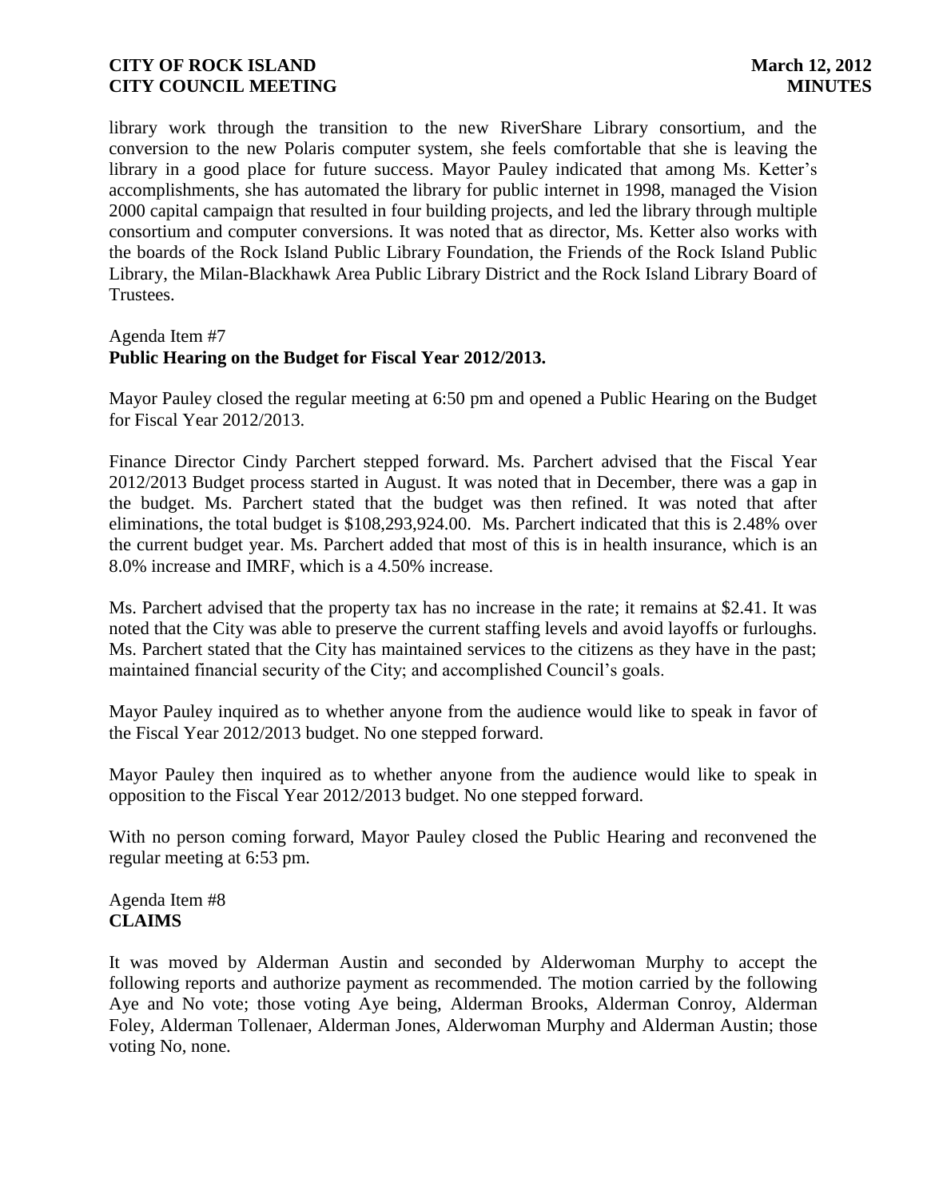library work through the transition to the new RiverShare Library consortium, and the conversion to the new Polaris computer system, she feels comfortable that she is leaving the library in a good place for future success. Mayor Pauley indicated that among Ms. Ketter's accomplishments, she has automated the library for public internet in 1998, managed the Vision 2000 capital campaign that resulted in four building projects, and led the library through multiple consortium and computer conversions. It was noted that as director, Ms. Ketter also works with the boards of the Rock Island Public Library Foundation, the Friends of the Rock Island Public Library, the Milan-Blackhawk Area Public Library District and the Rock Island Library Board of Trustees.

Agenda Item #7
**Public Hearing on the Budget for Fiscal Year 2012/2013.**

Mayor Pauley closed the regular meeting at 6:50 pm and opened a Public Hearing on the Budget for Fiscal Year 2012/2013.

Finance Director Cindy Parchert stepped forward. Ms. Parchert advised that the Fiscal Year 2012/2013 Budget process started in August. It was noted that in December, there was a gap in the budget. Ms. Parchert stated that the budget was then refined. It was noted that after eliminations, the total budget is $108,293,924.00. Ms. Parchert indicated that this is 2.48% over the current budget year. Ms. Parchert added that most of this is in health insurance, which is an 8.0% increase and IMRF, which is a 4.50% increase.

Ms. Parchert advised that the property tax has no increase in the rate; it remains at $2.41. It was noted that the City was able to preserve the current staffing levels and avoid layoffs or furloughs. Ms. Parchert stated that the City has maintained services to the citizens as they have in the past; maintained financial security of the City; and accomplished Council's goals.

Mayor Pauley inquired as to whether anyone from the audience would like to speak in favor of the Fiscal Year 2012/2013 budget. No one stepped forward.

Mayor Pauley then inquired as to whether anyone from the audience would like to speak in opposition to the Fiscal Year 2012/2013 budget. No one stepped forward.

With no person coming forward, Mayor Pauley closed the Public Hearing and reconvened the regular meeting at 6:53 pm.

Agenda Item #8
**CLAIMS**

It was moved by Alderman Austin and seconded by Alderwoman Murphy to accept the following reports and authorize payment as recommended. The motion carried by the following Aye and No vote; those voting Aye being, Alderman Brooks, Alderman Conroy, Alderman Foley, Alderman Tollenaer, Alderman Jones, Alderwoman Murphy and Alderman Austin; those voting No, none.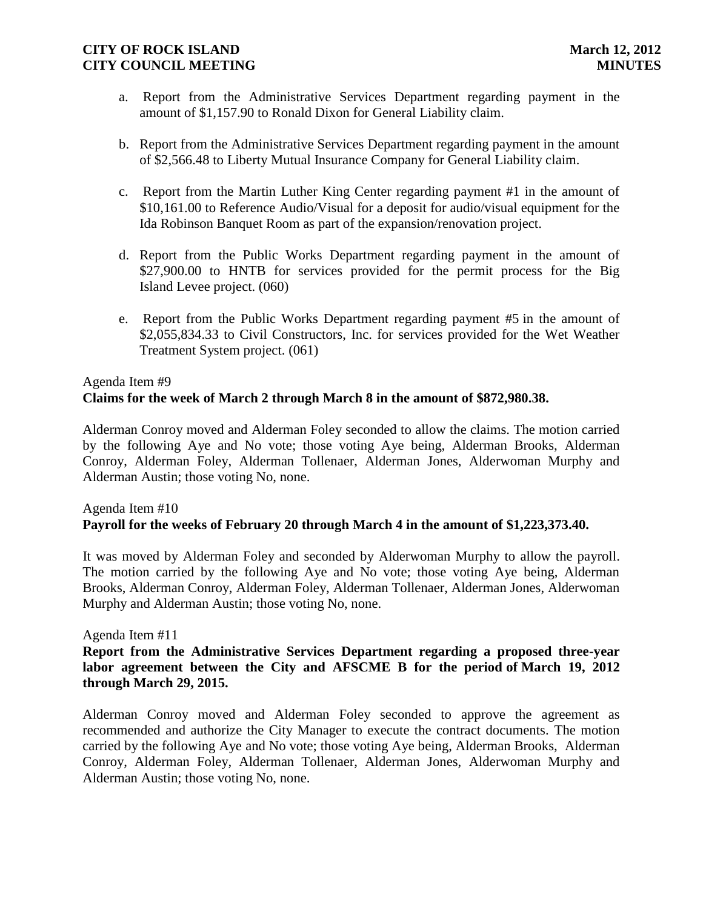a. Report from the Administrative Services Department regarding payment in the amount of $1,157.90 to Ronald Dixon for General Liability claim.

b. Report from the Administrative Services Department regarding payment in the amount of $2,566.48 to Liberty Mutual Insurance Company for General Liability claim.

c. Report from the Martin Luther King Center regarding payment #1 in the amount of $10,161.00 to Reference Audio/Visual for a deposit for audio/visual equipment for the Ida Robinson Banquet Room as part of the expansion/renovation project.

d. Report from the Public Works Department regarding payment in the amount of $27,900.00 to HNTB for services provided for the permit process for the Big Island Levee project. (060)

e. Report from the Public Works Department regarding payment #5 in the amount of $2,055,834.33 to Civil Constructors, Inc. for services provided for the Wet Weather Treatment System project. (061)

Agenda Item #9

**Claims for the week of March 2 through March 8 in the amount of $872,980.38.**

Alderman Conroy moved and Alderman Foley seconded to allow the claims. The motion carried by the following Aye and No vote; those voting Aye being, Alderman Brooks, Alderman Conroy, Alderman Foley, Alderman Tollenaer, Alderman Jones, Alderwoman Murphy and Alderman Austin; those voting No, none.

Agenda Item #10

**Payroll for the weeks of February 20 through March 4 in the amount of $1,223,373.40.**

It was moved by Alderman Foley and seconded by Alderwoman Murphy to allow the payroll. The motion carried by the following Aye and No vote; those voting Aye being, Alderman Brooks, Alderman Conroy, Alderman Foley, Alderman Tollenaer, Alderman Jones, Alderwoman Murphy and Alderman Austin; those voting No, none.

Agenda Item #11

**Report from the Administrative Services Department regarding a proposed three-year labor agreement between the City and AFSCME B for the period of March 19, 2012 through March 29, 2015.**

Alderman Conroy moved and Alderman Foley seconded to approve the agreement as recommended and authorize the City Manager to execute the contract documents. The motion carried by the following Aye and No vote; those voting Aye being, Alderman Brooks, Alderman Conroy, Alderman Foley, Alderman Tollenaer, Alderman Jones, Alderwoman Murphy and Alderman Austin; those voting No, none.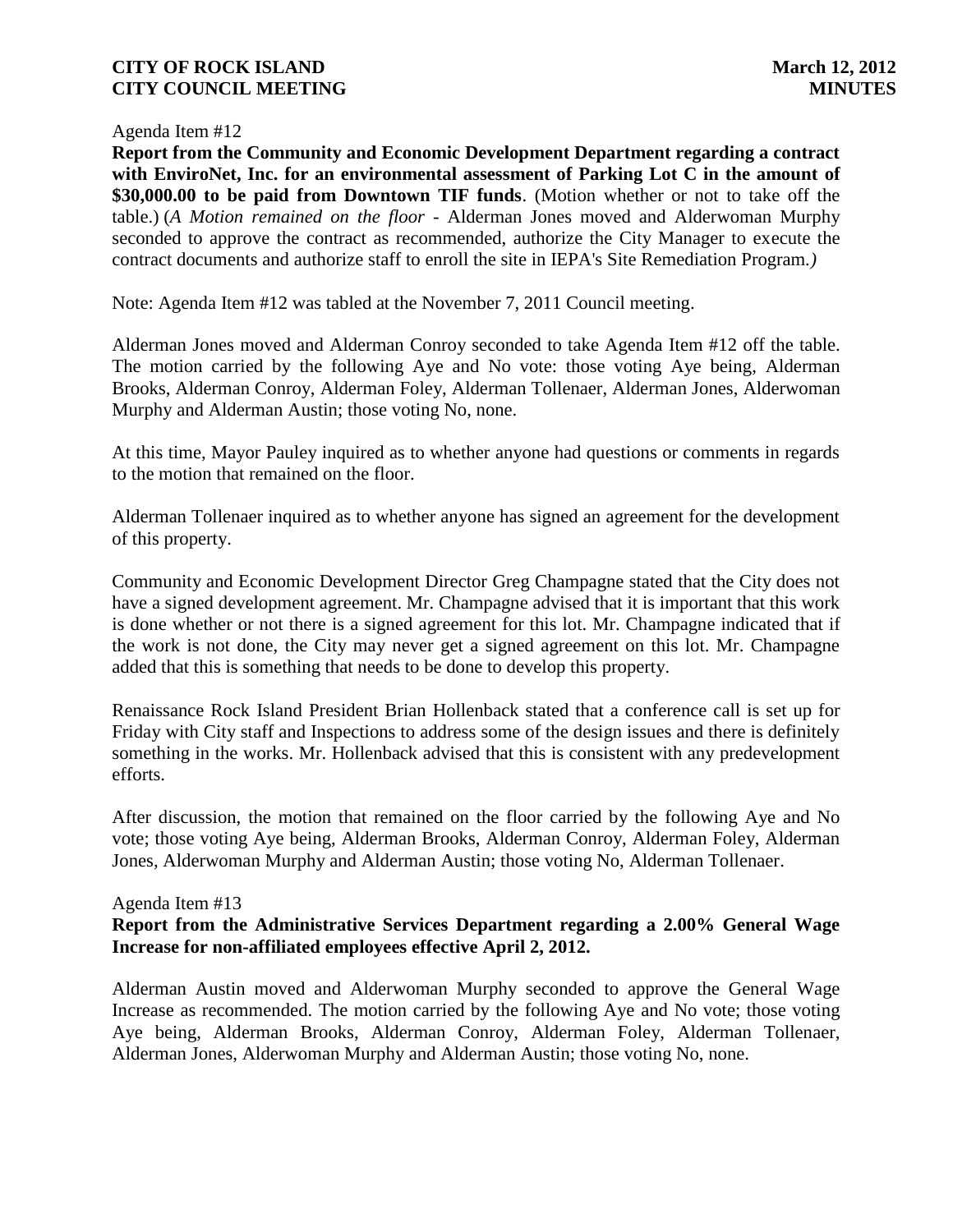Agenda Item #12

**Report from the Community and Economic Development Department regarding a contract with EnviroNet, Inc. for an environmental assessment of Parking Lot C in the amount of $30,000.00 to be paid from Downtown TIF funds**. (Motion whether or not to take off the table.) (*A Motion remained on the floor* - Alderman Jones moved and Alderwoman Murphy seconded to approve the contract as recommended, authorize the City Manager to execute the contract documents and authorize staff to enroll the site in IEPA's Site Remediation Program.*)*

Note: Agenda Item #12 was tabled at the November 7, 2011 Council meeting.

Alderman Jones moved and Alderman Conroy seconded to take Agenda Item #12 off the table. The motion carried by the following Aye and No vote: those voting Aye being, Alderman Brooks, Alderman Conroy, Alderman Foley, Alderman Tollenaer, Alderman Jones, Alderwoman Murphy and Alderman Austin; those voting No, none.

At this time, Mayor Pauley inquired as to whether anyone had questions or comments in regards to the motion that remained on the floor.

Alderman Tollenaer inquired as to whether anyone has signed an agreement for the development of this property.

Community and Economic Development Director Greg Champagne stated that the City does not have a signed development agreement. Mr. Champagne advised that it is important that this work is done whether or not there is a signed agreement for this lot. Mr. Champagne indicated that if the work is not done, the City may never get a signed agreement on this lot. Mr. Champagne added that this is something that needs to be done to develop this property.

Renaissance Rock Island President Brian Hollenback stated that a conference call is set up for Friday with City staff and Inspections to address some of the design issues and there is definitely something in the works. Mr. Hollenback advised that this is consistent with any predevelopment efforts.

After discussion, the motion that remained on the floor carried by the following Aye and No vote; those voting Aye being, Alderman Brooks, Alderman Conroy, Alderman Foley, Alderman Jones, Alderwoman Murphy and Alderman Austin; those voting No, Alderman Tollenaer.

Agenda Item #13

**Report from the Administrative Services Department regarding a 2.00% General Wage Increase for non-affiliated employees effective April 2, 2012.**

Alderman Austin moved and Alderwoman Murphy seconded to approve the General Wage Increase as recommended. The motion carried by the following Aye and No vote; those voting Aye being, Alderman Brooks, Alderman Conroy, Alderman Foley, Alderman Tollenaer, Alderman Jones, Alderwoman Murphy and Alderman Austin; those voting No, none.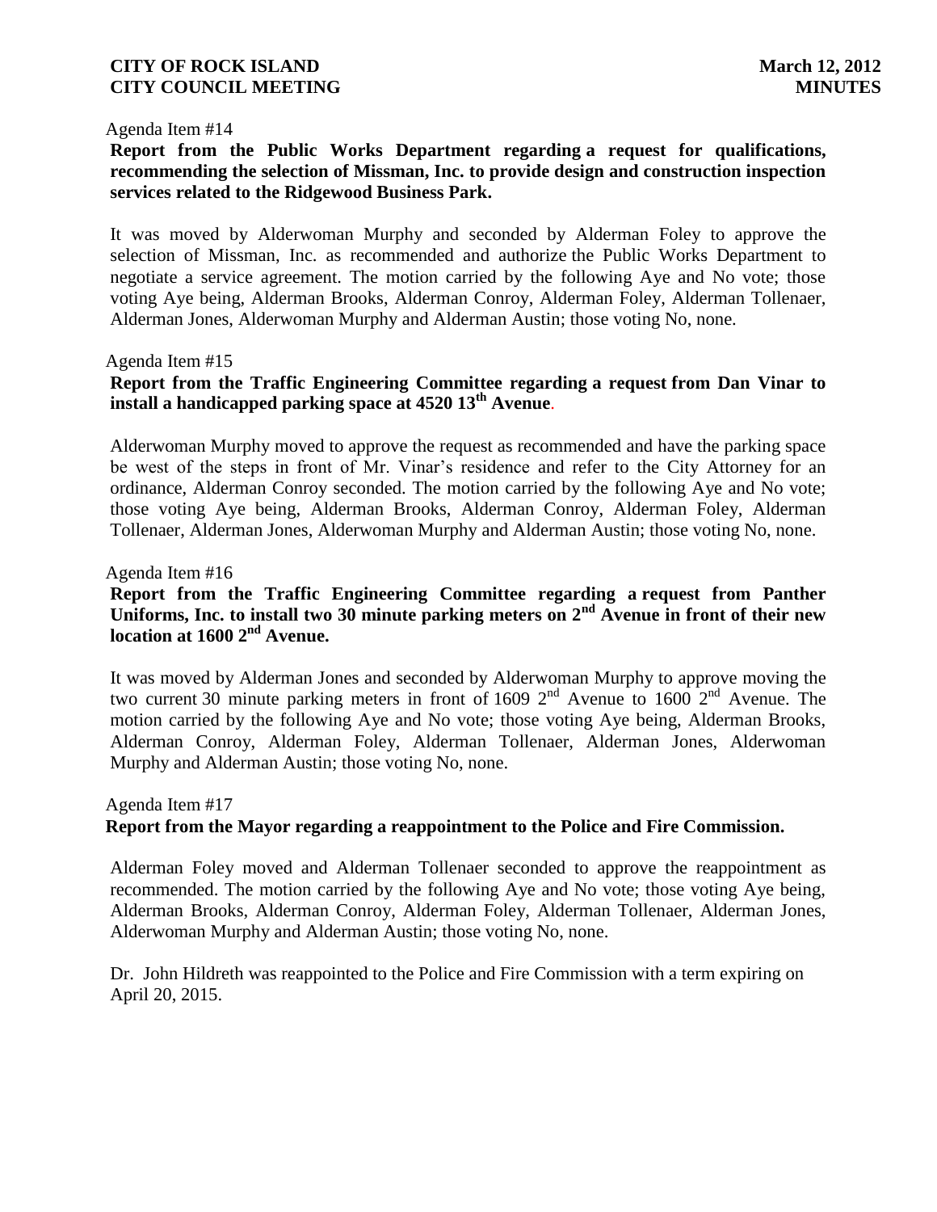Agenda Item #14

**Report from the Public Works Department regarding a request for qualifications, recommending the selection of Missman, Inc. to provide design and construction inspection services related to the Ridgewood Business Park.**

It was moved by Alderwoman Murphy and seconded by Alderman Foley to approve the selection of Missman, Inc. as recommended and authorize the Public Works Department to negotiate a service agreement. The motion carried by the following Aye and No vote; those voting Aye being, Alderman Brooks, Alderman Conroy, Alderman Foley, Alderman Tollenaer, Alderman Jones, Alderwoman Murphy and Alderman Austin; those voting No, none.

Agenda Item #15

**Report from the Traffic Engineering Committee regarding a request from Dan Vinar to install a handicapped parking space at 4520 13th Avenue.**

Alderwoman Murphy moved to approve the request as recommended and have the parking space be west of the steps in front of Mr. Vinar's residence and refer to the City Attorney for an ordinance, Alderman Conroy seconded. The motion carried by the following Aye and No vote; those voting Aye being, Alderman Brooks, Alderman Conroy, Alderman Foley, Alderman Tollenaer, Alderman Jones, Alderwoman Murphy and Alderman Austin; those voting No, none.

Agenda Item #16

**Report from the Traffic Engineering Committee regarding a request from Panther Uniforms, Inc. to install two 30 minute parking meters on 2nd Avenue in front of their new location at 1600 2nd Avenue.**

It was moved by Alderman Jones and seconded by Alderwoman Murphy to approve moving the two current 30 minute parking meters in front of 1609 2nd Avenue to 1600 2nd Avenue. The motion carried by the following Aye and No vote; those voting Aye being, Alderman Brooks, Alderman Conroy, Alderman Foley, Alderman Tollenaer, Alderman Jones, Alderwoman Murphy and Alderman Austin; those voting No, none.

Agenda Item #17

**Report from the Mayor regarding a reappointment to the Police and Fire Commission.**

Alderman Foley moved and Alderman Tollenaer seconded to approve the reappointment as recommended. The motion carried by the following Aye and No vote; those voting Aye being, Alderman Brooks, Alderman Conroy, Alderman Foley, Alderman Tollenaer, Alderman Jones, Alderwoman Murphy and Alderman Austin; those voting No, none.

Dr. John Hildreth was reappointed to the Police and Fire Commission with a term expiring on April 20, 2015.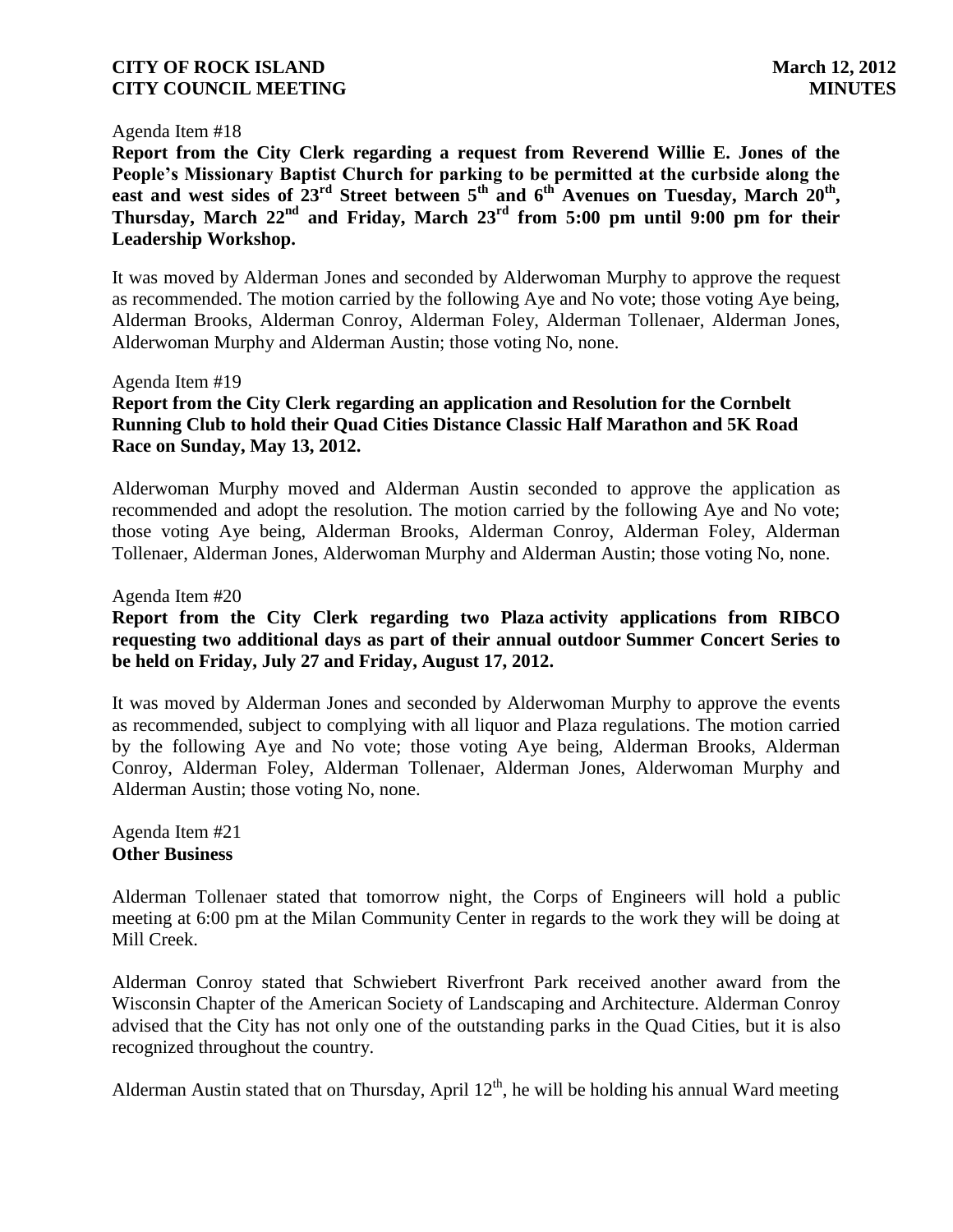Agenda Item #18

**Report from the City Clerk regarding a request from Reverend Willie E. Jones of the People's Missionary Baptist Church for parking to be permitted at the curbside along the east and west sides of 23rd Street between 5th and 6th Avenues on Tuesday, March 20th, Thursday, March 22nd and Friday, March 23rd from 5:00 pm until 9:00 pm for their Leadership Workshop.**

It was moved by Alderman Jones and seconded by Alderwoman Murphy to approve the request as recommended. The motion carried by the following Aye and No vote; those voting Aye being, Alderman Brooks, Alderman Conroy, Alderman Foley, Alderman Tollenaer, Alderman Jones, Alderwoman Murphy and Alderman Austin; those voting No, none.

Agenda Item #19

**Report from the City Clerk regarding an application and Resolution for the Cornbelt Running Club to hold their Quad Cities Distance Classic Half Marathon and 5K Road Race on Sunday, May 13, 2012.**

Alderwoman Murphy moved and Alderman Austin seconded to approve the application as recommended and adopt the resolution. The motion carried by the following Aye and No vote; those voting Aye being, Alderman Brooks, Alderman Conroy, Alderman Foley, Alderman Tollenaer, Alderman Jones, Alderwoman Murphy and Alderman Austin; those voting No, none.

Agenda Item #20

**Report from the City Clerk regarding two Plaza activity applications from RIBCO requesting two additional days as part of their annual outdoor Summer Concert Series to be held on Friday, July 27 and Friday, August 17, 2012.**

It was moved by Alderman Jones and seconded by Alderwoman Murphy to approve the events as recommended, subject to complying with all liquor and Plaza regulations. The motion carried by the following Aye and No vote; those voting Aye being, Alderman Brooks, Alderman Conroy, Alderman Foley, Alderman Tollenaer, Alderman Jones, Alderwoman Murphy and Alderman Austin; those voting No, none.

Agenda Item #21

**Other Business**

Alderman Tollenaer stated that tomorrow night, the Corps of Engineers will hold a public meeting at 6:00 pm at the Milan Community Center in regards to the work they will be doing at Mill Creek.

Alderman Conroy stated that Schwiebert Riverfront Park received another award from the Wisconsin Chapter of the American Society of Landscaping and Architecture. Alderman Conroy advised that the City has not only one of the outstanding parks in the Quad Cities, but it is also recognized throughout the country.

Alderman Austin stated that on Thursday, April 12th, he will be holding his annual Ward meeting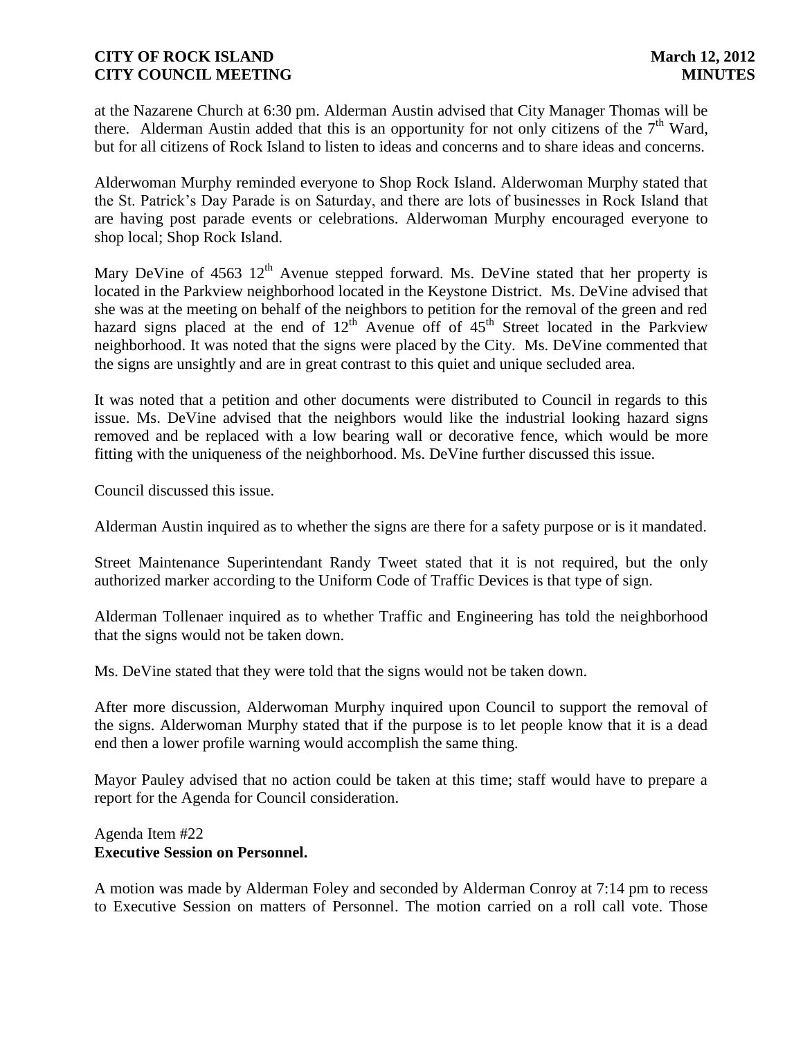at the Nazarene Church at 6:30 pm. Alderman Austin advised that City Manager Thomas will be there. Alderman Austin added that this is an opportunity for not only citizens of the 7th Ward, but for all citizens of Rock Island to listen to ideas and concerns and to share ideas and concerns.

Alderwoman Murphy reminded everyone to Shop Rock Island. Alderwoman Murphy stated that the St. Patrick's Day Parade is on Saturday, and there are lots of businesses in Rock Island that are having post parade events or celebrations. Alderwoman Murphy encouraged everyone to shop local; Shop Rock Island.

Mary DeVine of 4563 12th Avenue stepped forward. Ms. DeVine stated that her property is located in the Parkview neighborhood located in the Keystone District. Ms. DeVine advised that she was at the meeting on behalf of the neighbors to petition for the removal of the green and red hazard signs placed at the end of 12th Avenue off of 45th Street located in the Parkview neighborhood. It was noted that the signs were placed by the City. Ms. DeVine commented that the signs are unsightly and are in great contrast to this quiet and unique secluded area.

It was noted that a petition and other documents were distributed to Council in regards to this issue. Ms. DeVine advised that the neighbors would like the industrial looking hazard signs removed and be replaced with a low bearing wall or decorative fence, which would be more fitting with the uniqueness of the neighborhood. Ms. DeVine further discussed this issue.

Council discussed this issue.

Alderman Austin inquired as to whether the signs are there for a safety purpose or is it mandated.

Street Maintenance Superintendant Randy Tweet stated that it is not required, but the only authorized marker according to the Uniform Code of Traffic Devices is that type of sign.

Alderman Tollenaer inquired as to whether Traffic and Engineering has told the neighborhood that the signs would not be taken down.

Ms. DeVine stated that they were told that the signs would not be taken down.

After more discussion, Alderwoman Murphy inquired upon Council to support the removal of the signs. Alderwoman Murphy stated that if the purpose is to let people know that it is a dead end then a lower profile warning would accomplish the same thing.

Mayor Pauley advised that no action could be taken at this time; staff would have to prepare a report for the Agenda for Council consideration.

Agenda Item #22
**Executive Session on Personnel.**

A motion was made by Alderman Foley and seconded by Alderman Conroy at 7:14 pm to recess to Executive Session on matters of Personnel. The motion carried on a roll call vote. Those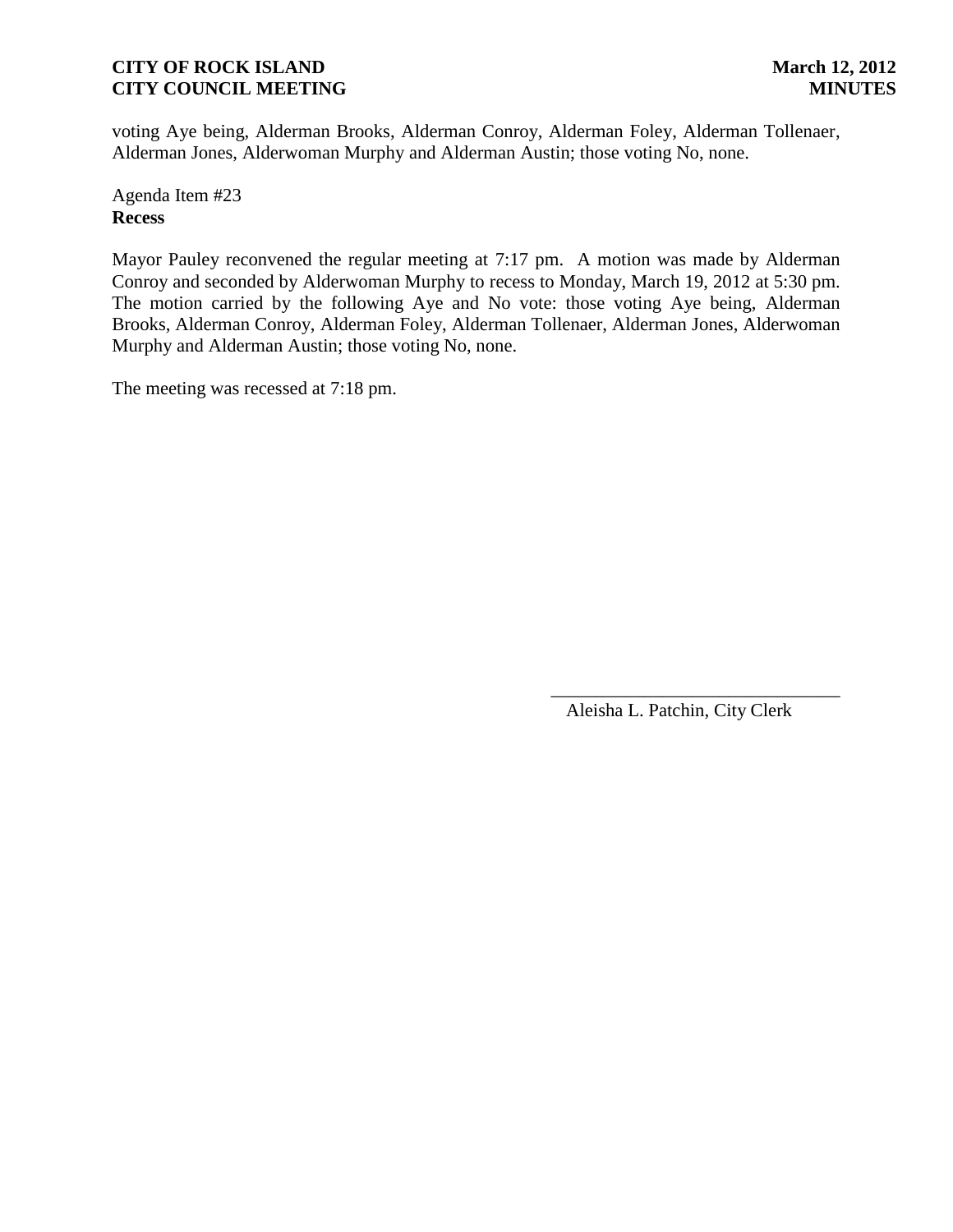voting Aye being, Alderman Brooks, Alderman Conroy, Alderman Foley, Alderman Tollenaer, Alderman Jones, Alderwoman Murphy and Alderman Austin; those voting No, none.

Agenda Item #23
**Recess**

Mayor Pauley reconvened the regular meeting at 7:17 pm. A motion was made by Alderman Conroy and seconded by Alderwoman Murphy to recess to Monday, March 19, 2012 at 5:30 pm. The motion carried by the following Aye and No vote: those voting Aye being, Alderman Brooks, Alderman Conroy, Alderman Foley, Alderman Tollenaer, Alderman Jones, Alderwoman Murphy and Alderman Austin; those voting No, none.

The meeting was recessed at 7:18 pm.

\_\_\_\_\_\_\_\_\_\_\_\_\_\_\_\_\_\_\_\_\_\_\_\_\_\_\_\_\_\_\_\_

Aleisha L. Patchin, City Clerk